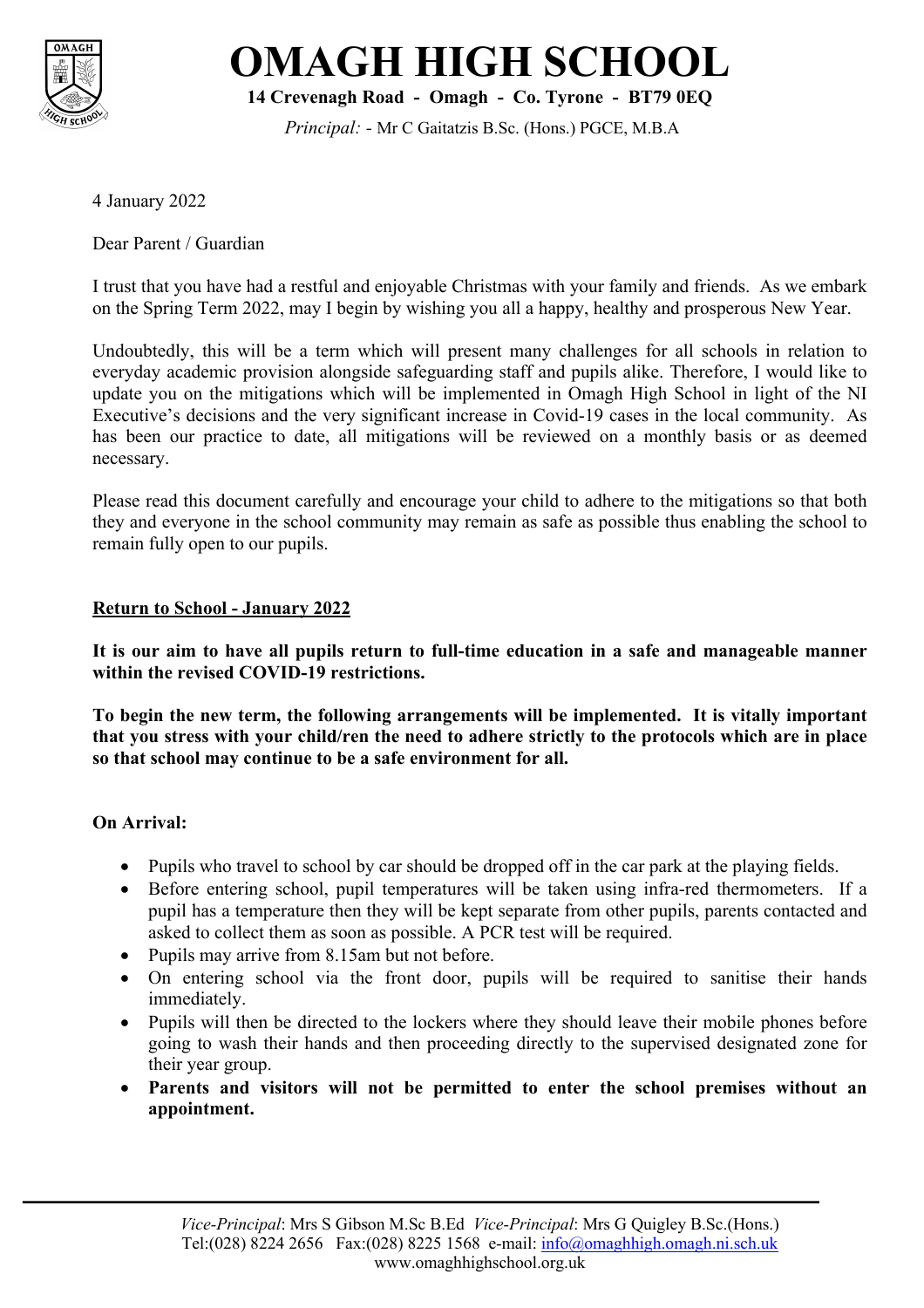# OMAGH HIGH SCHOOL

**14 Crevenagh Road - Omagh - Co. Tyrone - BT79 0EQ**

*Principal:* - Mr C Gaitatzis B.Sc. (Hons.) PGCE, M.B.A

4 January 2022

Dear Parent / Guardian

I trust that you have had a restful and enjoyable Christmas with your family and friends. As we embark on the Spring Term 2022, may I begin by wishing you all a happy, healthy and prosperous New Year.

Undoubtedly, this will be a term which will present many challenges for all schools in relation to everyday academic provision alongside safeguarding staff and pupils alike. Therefore, I would like to update you on the mitigations which will be implemented in Omagh High School in light of the NI Executive's decisions and the very significant increase in Covid-19 cases in the local community. As has been our practice to date, all mitigations will be reviewed on a monthly basis or as deemed necessary.

Please read this document carefully and encourage your child to adhere to the mitigations so that both they and everyone in the school community may remain as safe as possible thus enabling the school to remain fully open to our pupils.

## Return to School - January 2022

**It is our aim to have all pupils return to full-time education in a safe and manageable manner within the revised COVID-19 restrictions.**

**To begin the new term, the following arrangements will be implemented. It is vitally important that you stress with your child/ren the need to adhere strictly to the protocols which are in place so that school may continue to be a safe environment for all.**

### On Arrival:

- Pupils who travel to school by car should be dropped off in the car park at the playing fields.
- Before entering school, pupil temperatures will be taken using infra-red thermometers. If a pupil has a temperature then they will be kept separate from other pupils, parents contacted and asked to collect them as soon as possible. A PCR test will be required.
- Pupils may arrive from 8.15am but not before.
- On entering school via the front door, pupils will be required to sanitise their hands immediately.
- Pupils will then be directed to the lockers where they should leave their mobile phones before going to wash their hands and then proceeding directly to the supervised designated zone for their year group.
- **Parents and visitors will not be permitted to enter the school premises without an appointment.**

*Vice-Principal*: Mrs S Gibson M.Sc B.Ed *Vice-Principal*: Mrs G Quigley B.Sc.(Hons.)
Tel:(028) 8224 2656 Fax:(028) 8225 1568 e-mail: info@omaghhigh.omagh.ni.sch.uk
www.omaghhighschool.org.uk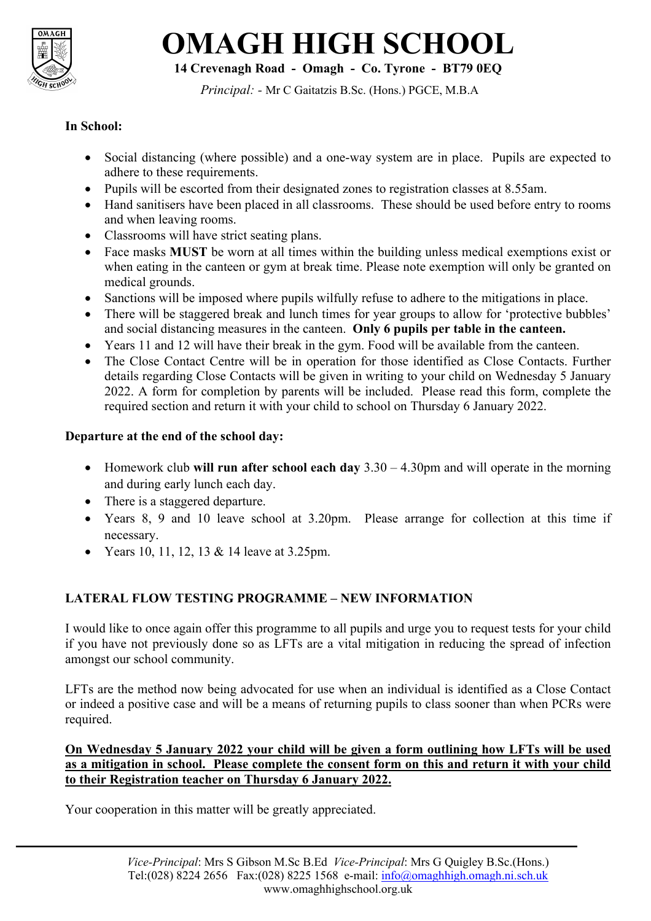# OMAGH HIGH SCHOOL

**14 Crevenagh Road - Omagh - Co. Tyrone - BT79 0EQ**

*Principal:* - Mr C Gaitatzis B.Sc. (Hons.) PGCE, M.B.A

**In School:**

- Social distancing (where possible) and a one-way system are in place. Pupils are expected to adhere to these requirements.
- Pupils will be escorted from their designated zones to registration classes at 8.55am.
- Hand sanitisers have been placed in all classrooms. These should be used before entry to rooms and when leaving rooms.
- Classrooms will have strict seating plans.
- Face masks **MUST** be worn at all times within the building unless medical exemptions exist or when eating in the canteen or gym at break time. Please note exemption will only be granted on medical grounds.
- Sanctions will be imposed where pupils wilfully refuse to adhere to the mitigations in place.
- There will be staggered break and lunch times for year groups to allow for 'protective bubbles' and social distancing measures in the canteen. **Only 6 pupils per table in the canteen.**
- Years 11 and 12 will have their break in the gym. Food will be available from the canteen.
- The Close Contact Centre will be in operation for those identified as Close Contacts. Further details regarding Close Contacts will be given in writing to your child on Wednesday 5 January 2022. A form for completion by parents will be included. Please read this form, complete the required section and return it with your child to school on Thursday 6 January 2022.

**Departure at the end of the school day:**

- Homework club **will run after school each day** 3.30 – 4.30pm and will operate in the morning and during early lunch each day.
- There is a staggered departure.
- Years 8, 9 and 10 leave school at 3.20pm. Please arrange for collection at this time if necessary.
- Years 10, 11, 12, 13 & 14 leave at 3.25pm.

**LATERAL FLOW TESTING PROGRAMME – NEW INFORMATION**

I would like to once again offer this programme to all pupils and urge you to request tests for your child if you have not previously done so as LFTs are a vital mitigation in reducing the spread of infection amongst our school community.

LFTs are the method now being advocated for use when an individual is identified as a Close Contact or indeed a positive case and will be a means of returning pupils to class sooner than when PCRs were required.

**On Wednesday 5 January 2022 your child will be given a form outlining how LFTs will be used as a mitigation in school. Please complete the consent form on this and return it with your child to their Registration teacher on Thursday 6 January 2022.**

Your cooperation in this matter will be greatly appreciated.

*Vice-Principal*: Mrs S Gibson M.Sc B.Ed *Vice-Principal*: Mrs G Quigley B.Sc.(Hons.)
Tel:(028) 8224 2656 Fax:(028) 8225 1568 e-mail: info@omaghhigh.omagh.ni.sch.uk
www.omaghhighschool.org.uk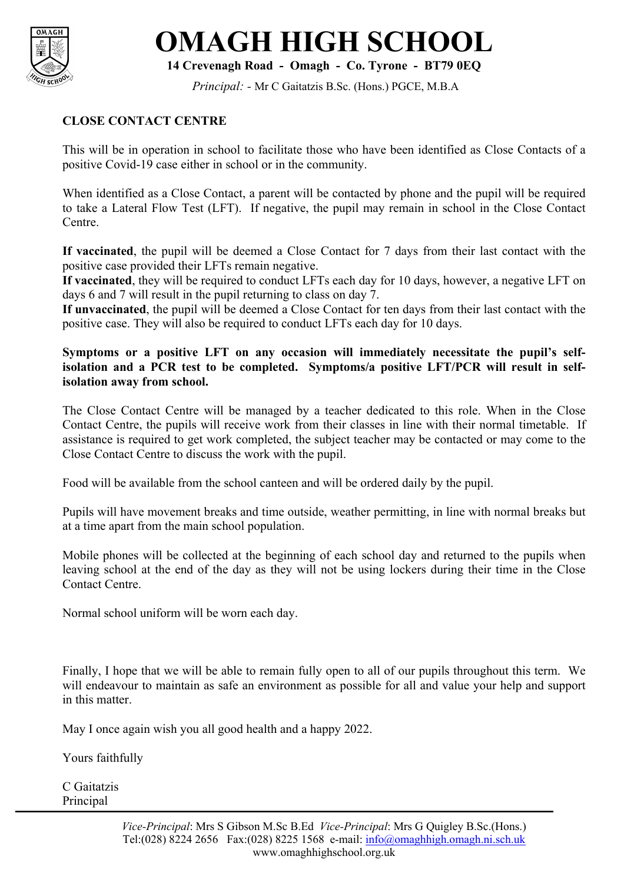# OMAGH HIGH SCHOOL

**14 Crevenagh Road - Omagh - Co. Tyrone - BT79 0EQ**

*Principal:* - Mr C Gaitatzis B.Sc. (Hons.) PGCE, M.B.A

**CLOSE CONTACT CENTRE**

This will be in operation in school to facilitate those who have been identified as Close Contacts of a positive Covid-19 case either in school or in the community.

When identified as a Close Contact, a parent will be contacted by phone and the pupil will be required to take a Lateral Flow Test (LFT). If negative, the pupil may remain in school in the Close Contact Centre.

**If vaccinated**, the pupil will be deemed a Close Contact for 7 days from their last contact with the positive case provided their LFTs remain negative.
**If vaccinated**, they will be required to conduct LFTs each day for 10 days, however, a negative LFT on days 6 and 7 will result in the pupil returning to class on day 7.
**If unvaccinated**, the pupil will be deemed a Close Contact for ten days from their last contact with the positive case. They will also be required to conduct LFTs each day for 10 days.

**Symptoms or a positive LFT on any occasion will immediately necessitate the pupil's self-isolation and a PCR test to be completed. Symptoms/a positive LFT/PCR will result in self-isolation away from school.**

The Close Contact Centre will be managed by a teacher dedicated to this role. When in the Close Contact Centre, the pupils will receive work from their classes in line with their normal timetable. If assistance is required to get work completed, the subject teacher may be contacted or may come to the Close Contact Centre to discuss the work with the pupil.

Food will be available from the school canteen and will be ordered daily by the pupil.

Pupils will have movement breaks and time outside, weather permitting, in line with normal breaks but at a time apart from the main school population.

Mobile phones will be collected at the beginning of each school day and returned to the pupils when leaving school at the end of the day as they will not be using lockers during their time in the Close Contact Centre.

Normal school uniform will be worn each day.

Finally, I hope that we will be able to remain fully open to all of our pupils throughout this term. We will endeavour to maintain as safe an environment as possible for all and value your help and support in this matter.

May I once again wish you all good health and a happy 2022.

Yours faithfully

C Gaitatzis
Principal

*Vice-Principal*: Mrs S Gibson M.Sc B.Ed *Vice-Principal*: Mrs G Quigley B.Sc.(Hons.)
Tel:(028) 8224 2656 Fax:(028) 8225 1568 e-mail: info@omaghhigh.omagh.ni.sch.uk
www.omaghhighschool.org.uk